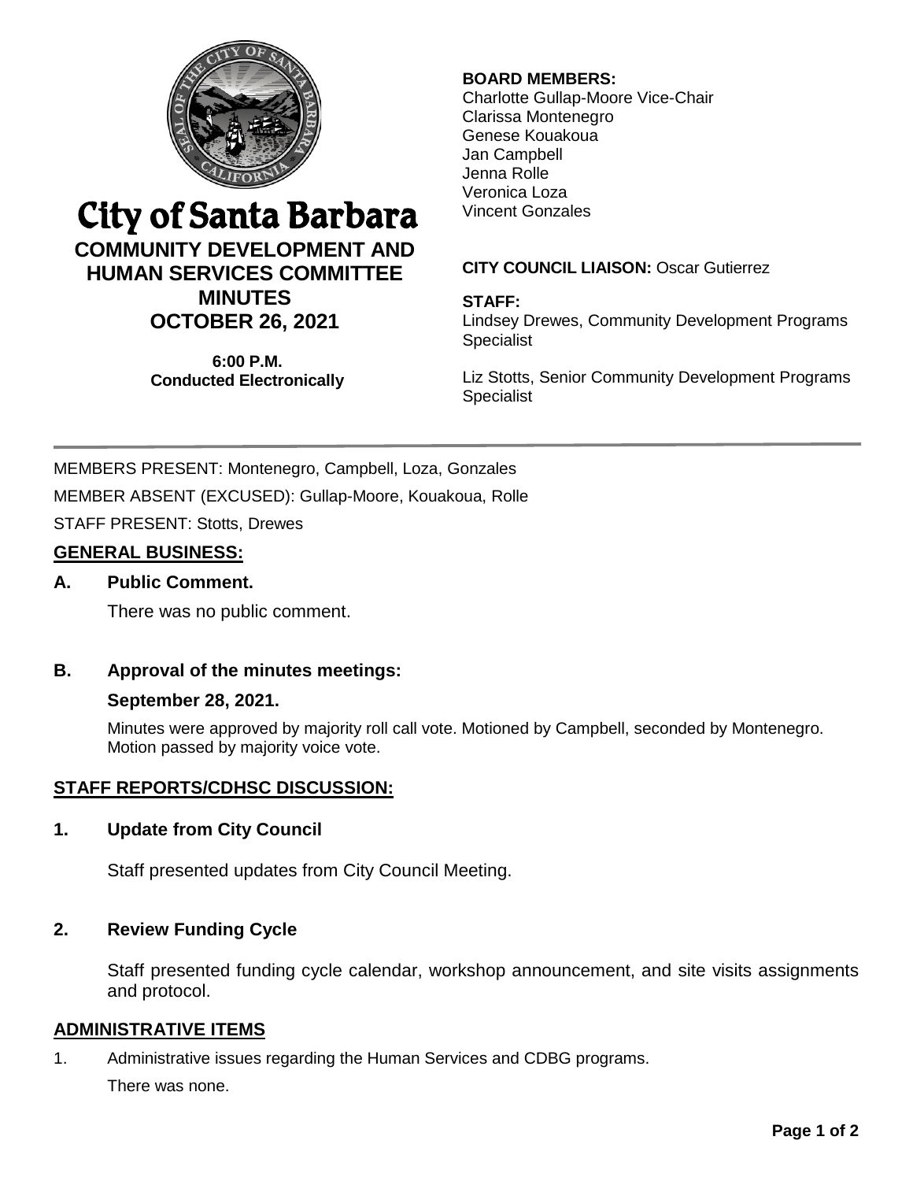# City of Santa Barbara

## COMMUNITY DEVELOPMENT AND HUMAN SERVICES COMMITTEE MINUTES

## OCTOBER 26, 2021

**6:00 P.M.**
**Conducted Electronically**

**BOARD MEMBERS:**
Charlotte Gullap-Moore Vice-Chair
Clarissa Montenegro
Genese Kouakoua
Jan Campbell
Jenna Rolle
Veronica Loza
Vincent Gonzales

**CITY COUNCIL LIAISON:** Oscar Gutierrez

**STAFF:**
Lindsey Drewes, Community Development Programs Specialist

Liz Stotts, Senior Community Development Programs Specialist

---

MEMBERS PRESENT: Montenegro, Campbell, Loza, Gonzales

MEMBER ABSENT (EXCUSED): Gullap-Moore, Kouakoua, Rolle

STAFF PRESENT: Stotts, Drewes

## GENERAL BUSINESS:

### A. Public Comment.

There was no public comment.

### B. Approval of the minutes meetings:

**September 28, 2021.**

Minutes were approved by majority roll call vote. Motioned by Campbell, seconded by Montenegro. Motion passed by majority voice vote.

## STAFF REPORTS/CDHSC DISCUSSION:

### 1. Update from City Council

Staff presented updates from City Council Meeting.

### 2. Review Funding Cycle

Staff presented funding cycle calendar, workshop announcement, and site visits assignments and protocol.

## ADMINISTRATIVE ITEMS

1. Administrative issues regarding the Human Services and CDBG programs.

   There was none.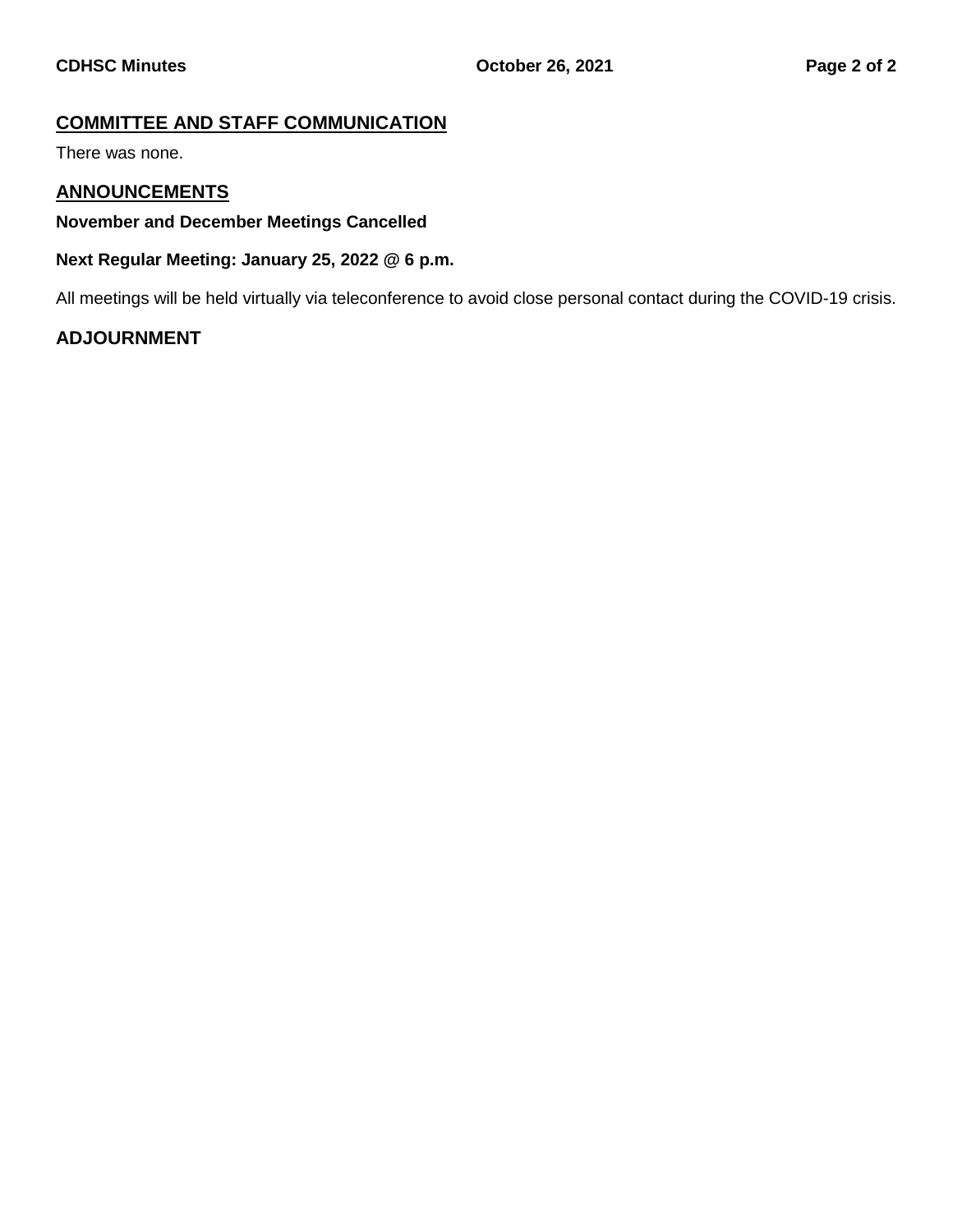## COMMITTEE AND STAFF COMMUNICATION

There was none.

## ANNOUNCEMENTS

**November and December Meetings Cancelled**

**Next Regular Meeting: January 25, 2022 @ 6 p.m.**

All meetings will be held virtually via teleconference to avoid close personal contact during the COVID-19 crisis.

## ADJOURNMENT